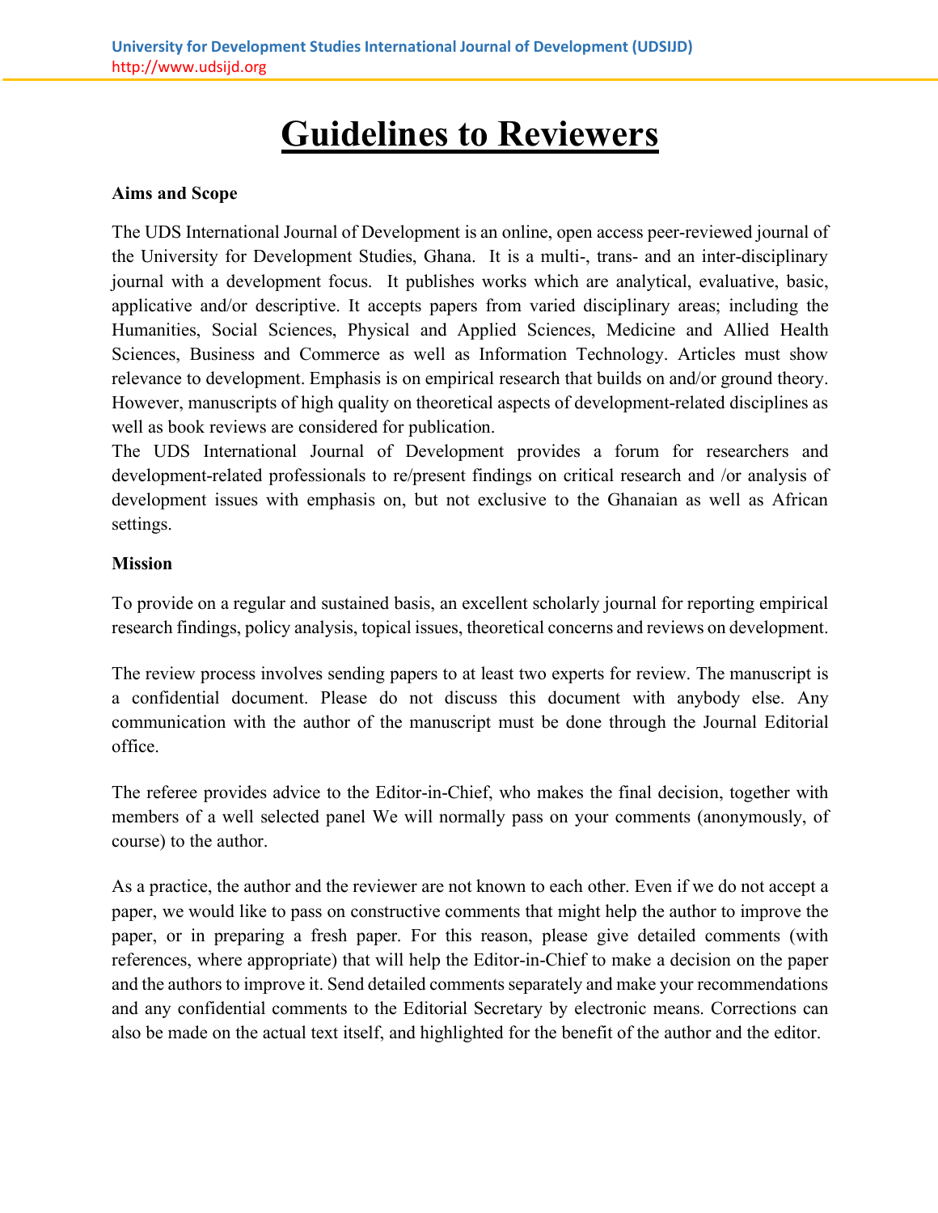# Guidelines to Reviewers

**Aims and Scope**

The UDS International Journal of Development is an online, open access peer-reviewed journal of the University for Development Studies, Ghana. It is a multi-, trans- and an inter-disciplinary journal with a development focus. It publishes works which are analytical, evaluative, basic, applicative and/or descriptive. It accepts papers from varied disciplinary areas; including the Humanities, Social Sciences, Physical and Applied Sciences, Medicine and Allied Health Sciences, Business and Commerce as well as Information Technology. Articles must show relevance to development. Emphasis is on empirical research that builds on and/or ground theory. However, manuscripts of high quality on theoretical aspects of development-related disciplines as well as book reviews are considered for publication.

The UDS International Journal of Development provides a forum for researchers and development-related professionals to re/present findings on critical research and /or analysis of development issues with emphasis on, but not exclusive to the Ghanaian as well as African settings.

**Mission**

To provide on a regular and sustained basis, an excellent scholarly journal for reporting empirical research findings, policy analysis, topical issues, theoretical concerns and reviews on development.

The review process involves sending papers to at least two experts for review. The manuscript is a confidential document. Please do not discuss this document with anybody else. Any communication with the author of the manuscript must be done through the Journal Editorial office.

The referee provides advice to the Editor-in-Chief, who makes the final decision, together with members of a well selected panel We will normally pass on your comments (anonymously, of course) to the author.

As a practice, the author and the reviewer are not known to each other. Even if we do not accept a paper, we would like to pass on constructive comments that might help the author to improve the paper, or in preparing a fresh paper. For this reason, please give detailed comments (with references, where appropriate) that will help the Editor-in-Chief to make a decision on the paper and the authors to improve it. Send detailed comments separately and make your recommendations and any confidential comments to the Editorial Secretary by electronic means. Corrections can also be made on the actual text itself, and highlighted for the benefit of the author and the editor.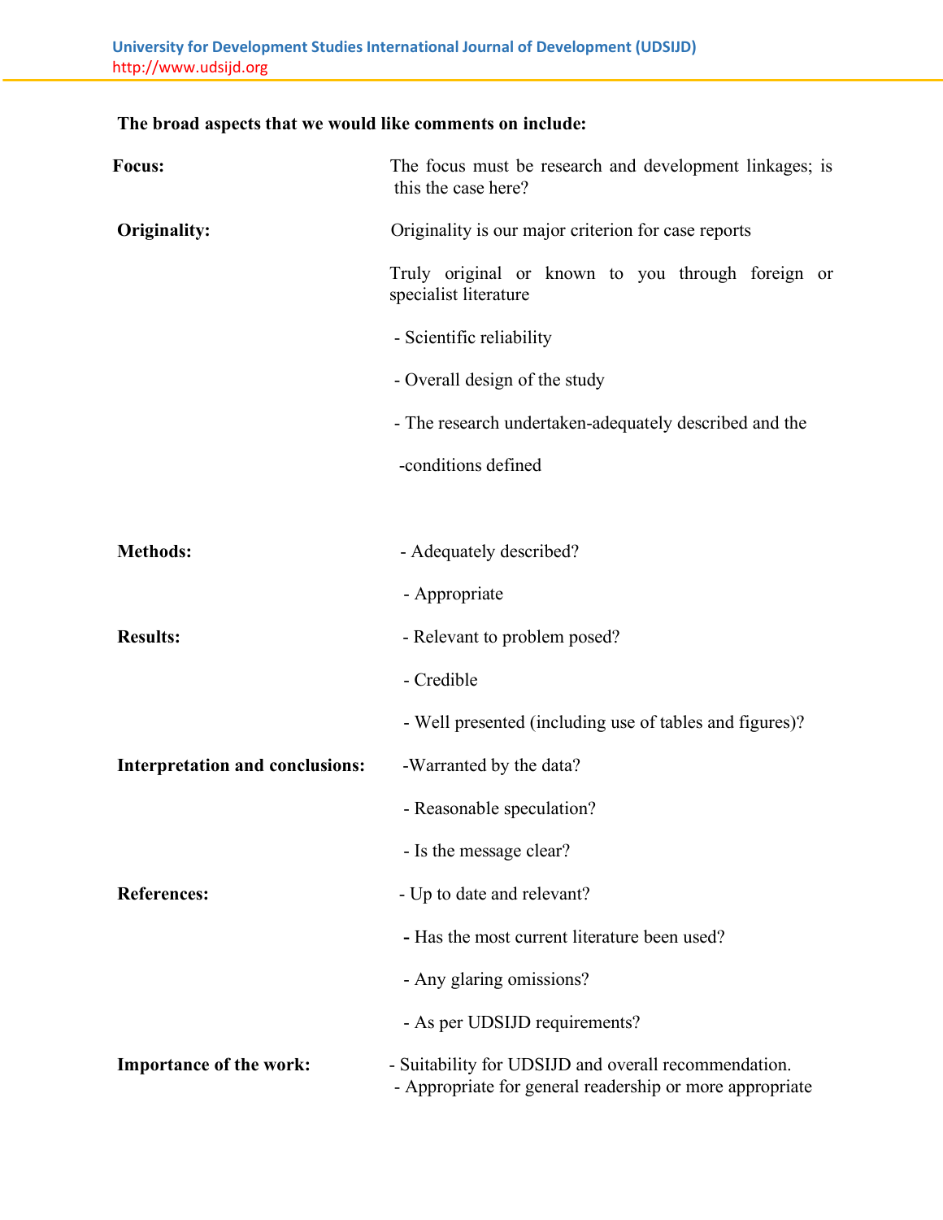**The broad aspects that we would like comments on include:**

| | |
|---|---|
| **Focus:** | The focus must be research and development linkages; is this the case here? |
| **Originality:** | Originality is our major criterion for case reports |
| | Truly original or known to you through foreign or specialist literature |
| | - Scientific reliability |
| | - Overall design of the study |
| | - The research undertaken-adequately described and the |
| | -conditions defined |
| **Methods:** | - Adequately described? |
| | - Appropriate |
| **Results:** | - Relevant to problem posed? |
| | - Credible |
| | - Well presented (including use of tables and figures)? |
| **Interpretation and conclusions:** | -Warranted by the data? |
| | - Reasonable speculation? |
| | - Is the message clear? |
| **References:** | - Up to date and relevant? |
| | - Has the most current literature been used? |
| | - Any glaring omissions? |
| | - As per UDSIJD requirements? |
| **Importance of the work:** | - Suitability for UDSIJD and overall recommendation. |
| | - Appropriate for general readership or more appropriate |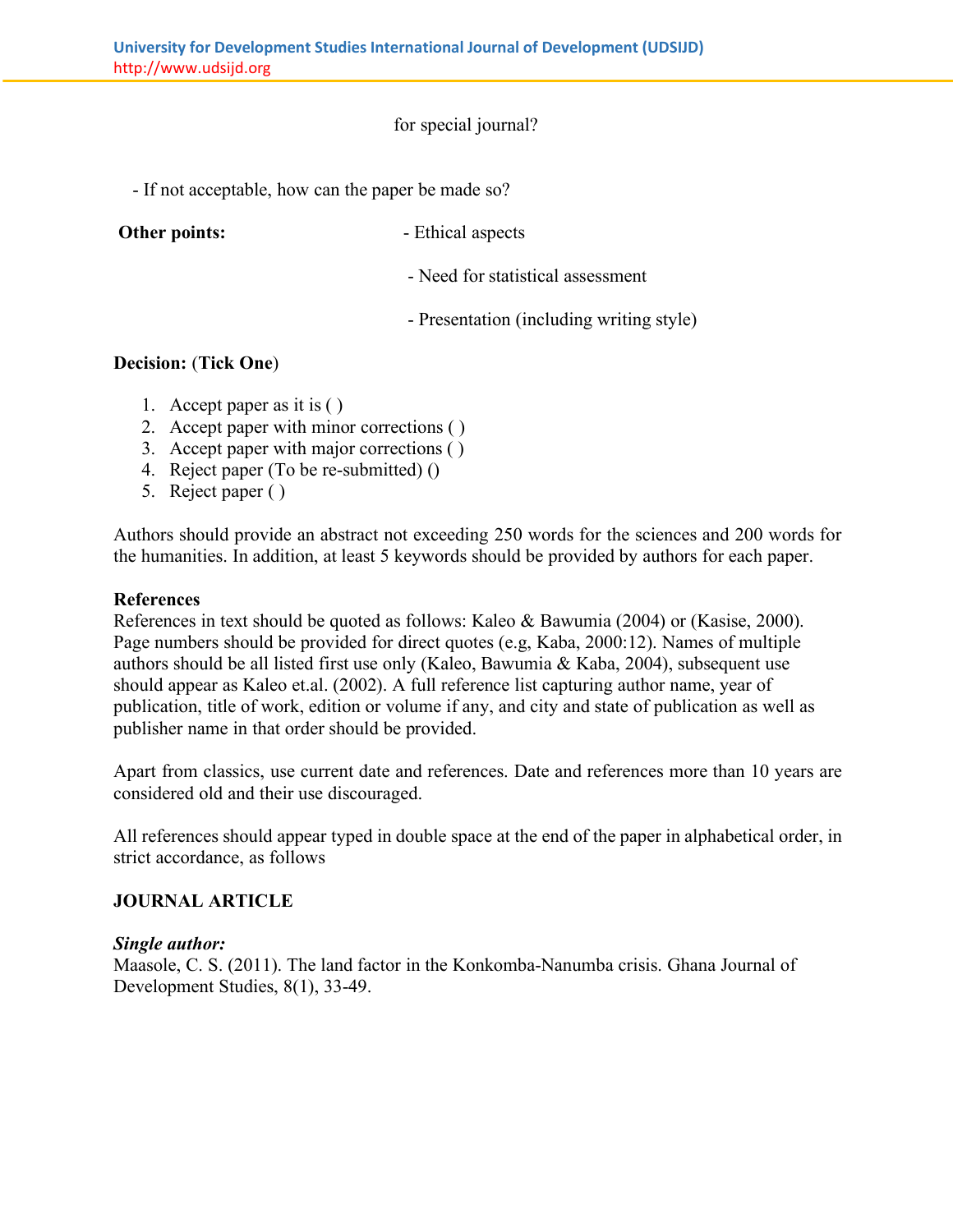for special journal?

- If not acceptable, how can the paper be made so?

**Other points:**

- Ethical aspects
- Need for statistical assessment
- Presentation (including writing style)

**Decision: (Tick One)**

1. Accept paper as it is ( )
2. Accept paper with minor corrections ( )
3. Accept paper with major corrections ( )
4. Reject paper (To be re-submitted) ()
5. Reject paper ( )

Authors should provide an abstract not exceeding 250 words for the sciences and 200 words for the humanities. In addition, at least 5 keywords should be provided by authors for each paper.

**References**

References in text should be quoted as follows: Kaleo & Bawumia (2004) or (Kasise, 2000). Page numbers should be provided for direct quotes (e.g, Kaba, 2000:12). Names of multiple authors should be all listed first use only (Kaleo, Bawumia & Kaba, 2004), subsequent use should appear as Kaleo et.al. (2002). A full reference list capturing author name, year of publication, title of work, edition or volume if any, and city and state of publication as well as publisher name in that order should be provided.

Apart from classics, use current date and references. Date and references more than 10 years are considered old and their use discouraged.

All references should appear typed in double space at the end of the paper in alphabetical order, in strict accordance, as follows

**JOURNAL ARTICLE**

***Single author:***

Maasole, C. S. (2011). The land factor in the Konkomba-Nanumba crisis. Ghana Journal of Development Studies, 8(1), 33-49.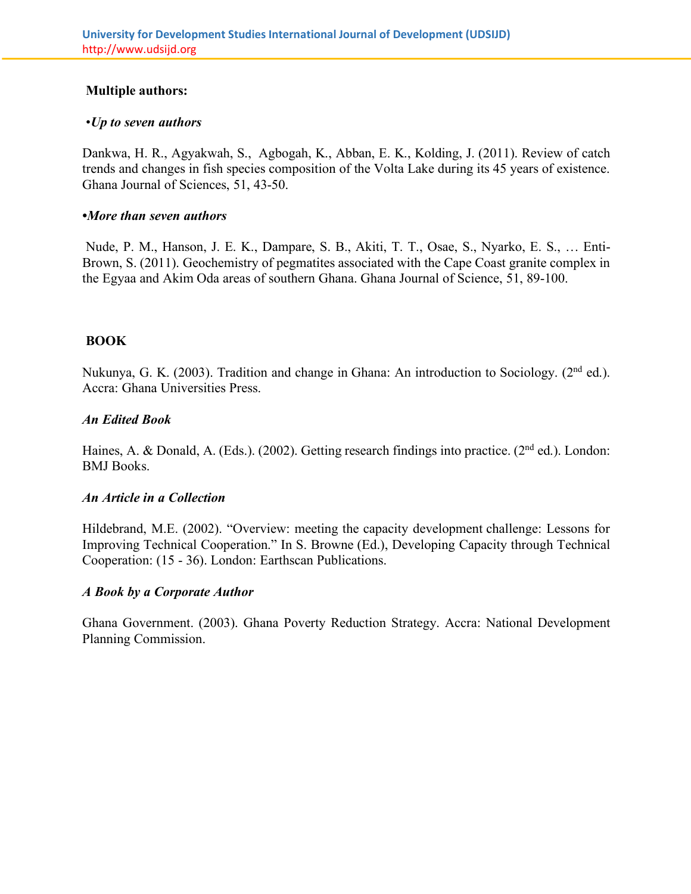**Multiple authors:**

*•Up to seven authors*

Dankwa, H. R., Agyakwah, S., Agbogah, K., Abban, E. K., Kolding, J. (2011). Review of catch trends and changes in fish species composition of the Volta Lake during its 45 years of existence. Ghana Journal of Sciences, 51, 43-50.

***•More than seven authors***

Nude, P. M., Hanson, J. E. K., Dampare, S. B., Akiti, T. T., Osae, S., Nyarko, E. S., … Enti-Brown, S. (2011). Geochemistry of pegmatites associated with the Cape Coast granite complex in the Egyaa and Akim Oda areas of southern Ghana. Ghana Journal of Science, 51, 89-100.

**BOOK**

Nukunya, G. K. (2003). Tradition and change in Ghana: An introduction to Sociology. (2nd ed.). Accra: Ghana Universities Press.

***An Edited Book***

Haines, A. & Donald, A. (Eds.). (2002). Getting research findings into practice. (2nd ed.). London: BMJ Books.

***An Article in a Collection***

Hildebrand, M.E. (2002). "Overview: meeting the capacity development challenge: Lessons for Improving Technical Cooperation." In S. Browne (Ed.), Developing Capacity through Technical Cooperation: (15 - 36). London: Earthscan Publications.

***A Book by a Corporate Author***

Ghana Government. (2003). Ghana Poverty Reduction Strategy. Accra: National Development Planning Commission.